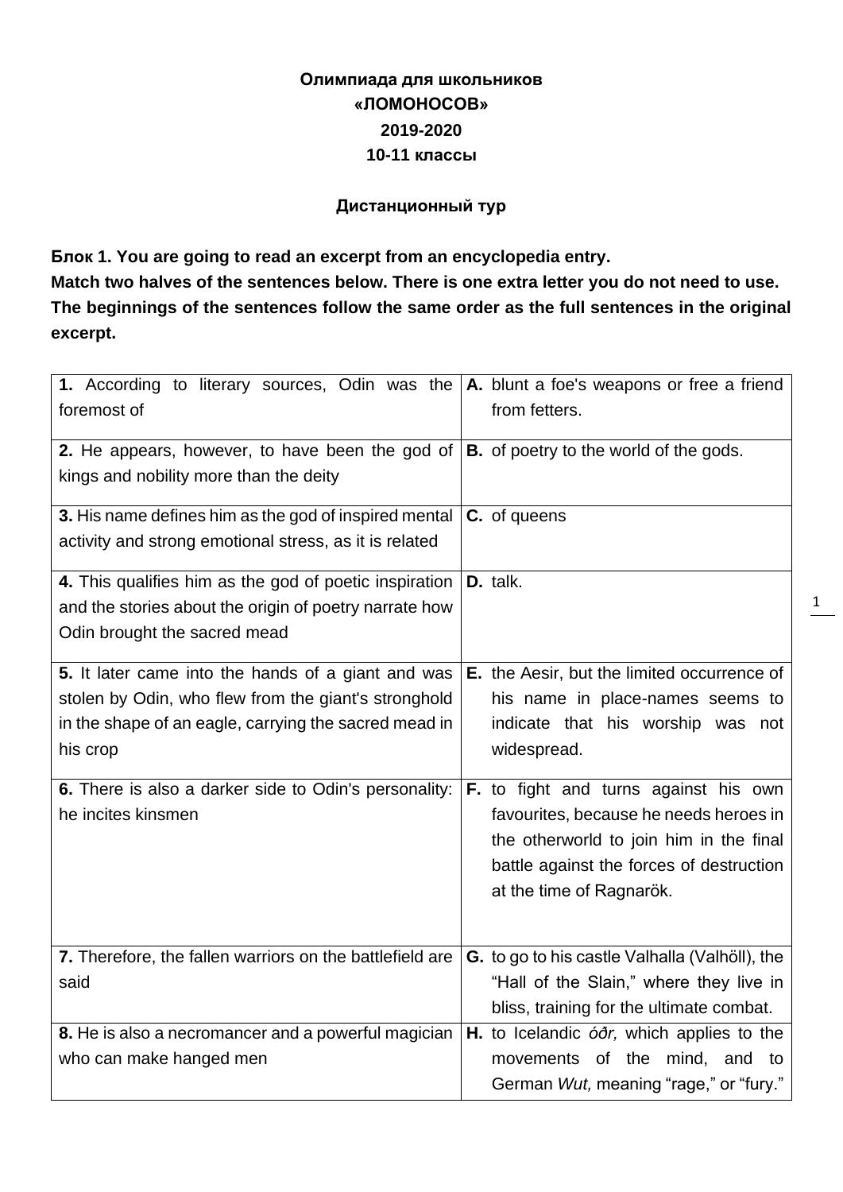**Олимпиада для школьников**
**«ЛОМОНОСОВ»**
**2019-2020**
**10-11 классы**

**Дистанционный тур**

**Блок 1. You are going to read an excerpt from an encyclopedia entry.**
**Match two halves of the sentences below. There is one extra letter you do not need to use.**
**The beginnings of the sentences follow the same order as the full sentences in the original excerpt.**

| | |
|---|---|
| **1.** According to literary sources, Odin was the foremost of | **A.** blunt a foe's weapons or free a friend from fetters. |
| **2.** He appears, however, to have been the god of kings and nobility more than the deity | **B.** of poetry to the world of the gods. |
| **3.** His name defines him as the god of inspired mental activity and strong emotional stress, as it is related | **C.** of queens |
| **4.** This qualifies him as the god of poetic inspiration and the stories about the origin of poetry narrate how Odin brought the sacred mead | **D.** talk. |
| **5.** It later came into the hands of a giant and was stolen by Odin, who flew from the giant's stronghold in the shape of an eagle, carrying the sacred mead in his crop | **E.** the Aesir, but the limited occurrence of his name in place-names seems to indicate that his worship was not widespread. |
| **6.** There is also a darker side to Odin's personality: he incites kinsmen | **F.** to fight and turns against his own favourites, because he needs heroes in the otherworld to join him in the final battle against the forces of destruction at the time of Ragnarök. |
| **7.** Therefore, the fallen warriors on the battlefield are said | **G.** to go to his castle Valhalla (Valhöll), the "Hall of the Slain," where they live in bliss, training for the ultimate combat. |
| **8.** He is also a necromancer and a powerful magician who can make hanged men | **H.** to Icelandic *óðr,* which applies to the movements of the mind, and to German *Wut,* meaning "rage," or "fury." |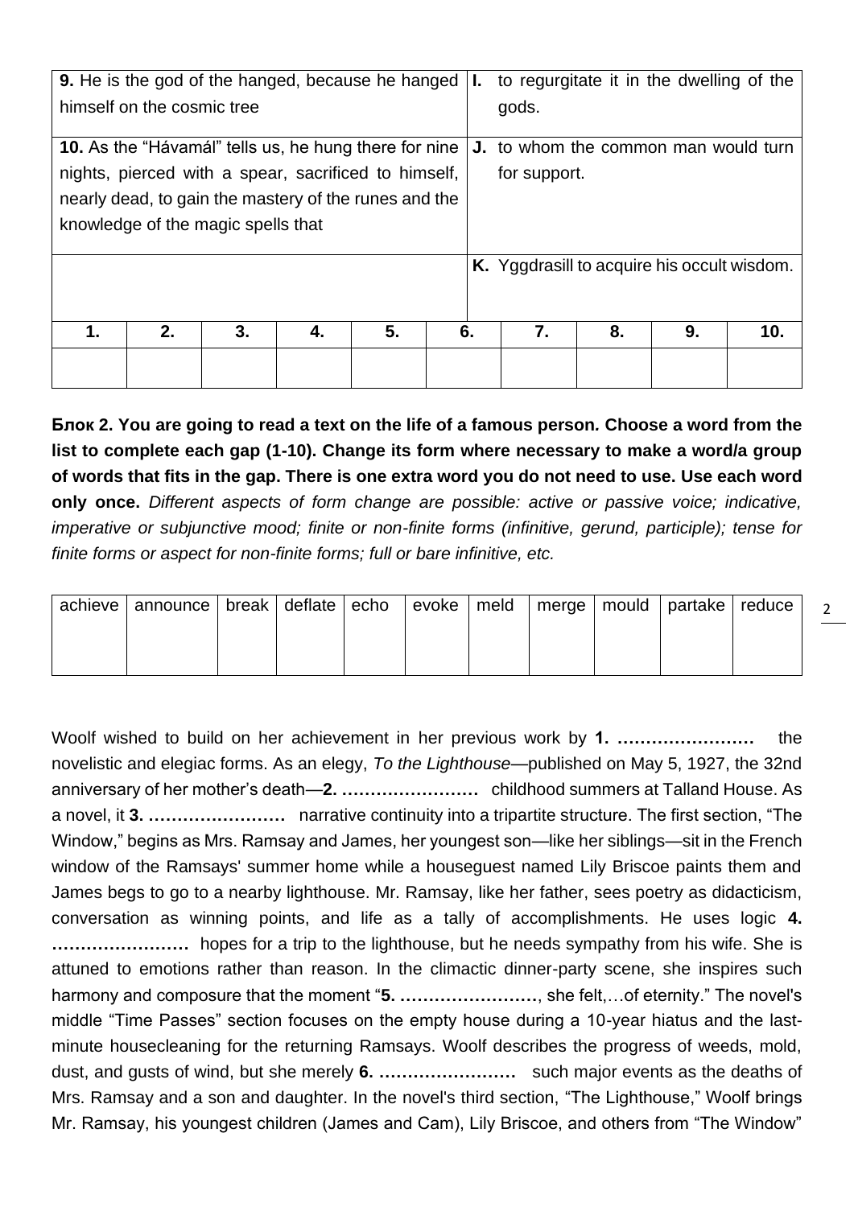| | |
|---|---|
| **9.** He is the god of the hanged, because he hanged himself on the cosmic tree | **I.** to regurgitate it in the dwelling of the gods. |
| **10.** As the "Hávamál" tells us, he hung there for nine nights, pierced with a spear, sacrificed to himself, nearly dead, to gain the mastery of the runes and the knowledge of the magic spells that | **J.** to whom the common man would turn for support. |
| | **K.** Yggdrasill to acquire his occult wisdom. |

| 1. | 2. | 3. | 4. | 5. | 6. | 7. | 8. | 9. | 10. |
|---|---|---|---|---|---|---|---|---|---|
| | | | | | | | | | |

**Блок 2. You are going to read a text on the life of a famous person. Choose a word from the list to complete each gap (1-10). Change its form where necessary to make a word/a group of words that fits in the gap. There is one extra word you do not need to use. Use each word only once.** *Different aspects of form change are possible: active or passive voice; indicative, imperative or subjunctive mood; finite or non-finite forms (infinitive, gerund, participle); tense for finite forms or aspect for non-finite forms; full or bare infinitive, etc.*

| achieve | announce | break | deflate | echo | evoke | meld | merge | mould | partake | reduce |
|---|---|---|---|---|---|---|---|---|---|---|
| | | | | | | | | | | |

Woolf wished to build on her achievement in her previous work by **1. ……………………** the novelistic and elegiac forms. As an elegy, *To the Lighthouse*—published on May 5, 1927, the 32nd anniversary of her mother's death—**2. ……………………** childhood summers at Talland House. As a novel, it **3. ……………………** narrative continuity into a tripartite structure. The first section, "The Window," begins as Mrs. Ramsay and James, her youngest son—like her siblings—sit in the French window of the Ramsays' summer home while a houseguest named Lily Briscoe paints them and James begs to go to a nearby lighthouse. Mr. Ramsay, like her father, sees poetry as didacticism, conversation as winning points, and life as a tally of accomplishments. He uses logic **4. ……………………** hopes for a trip to the lighthouse, but he needs sympathy from his wife. She is attuned to emotions rather than reason. In the climactic dinner-party scene, she inspires such harmony and composure that the moment "**5. ……………………**, she felt,…of eternity." The novel's middle "Time Passes" section focuses on the empty house during a 10-year hiatus and the last-minute housecleaning for the returning Ramsays. Woolf describes the progress of weeds, mold, dust, and gusts of wind, but she merely **6. ……………………** such major events as the deaths of Mrs. Ramsay and a son and daughter. In the novel's third section, "The Lighthouse," Woolf brings Mr. Ramsay, his youngest children (James and Cam), Lily Briscoe, and others from "The Window"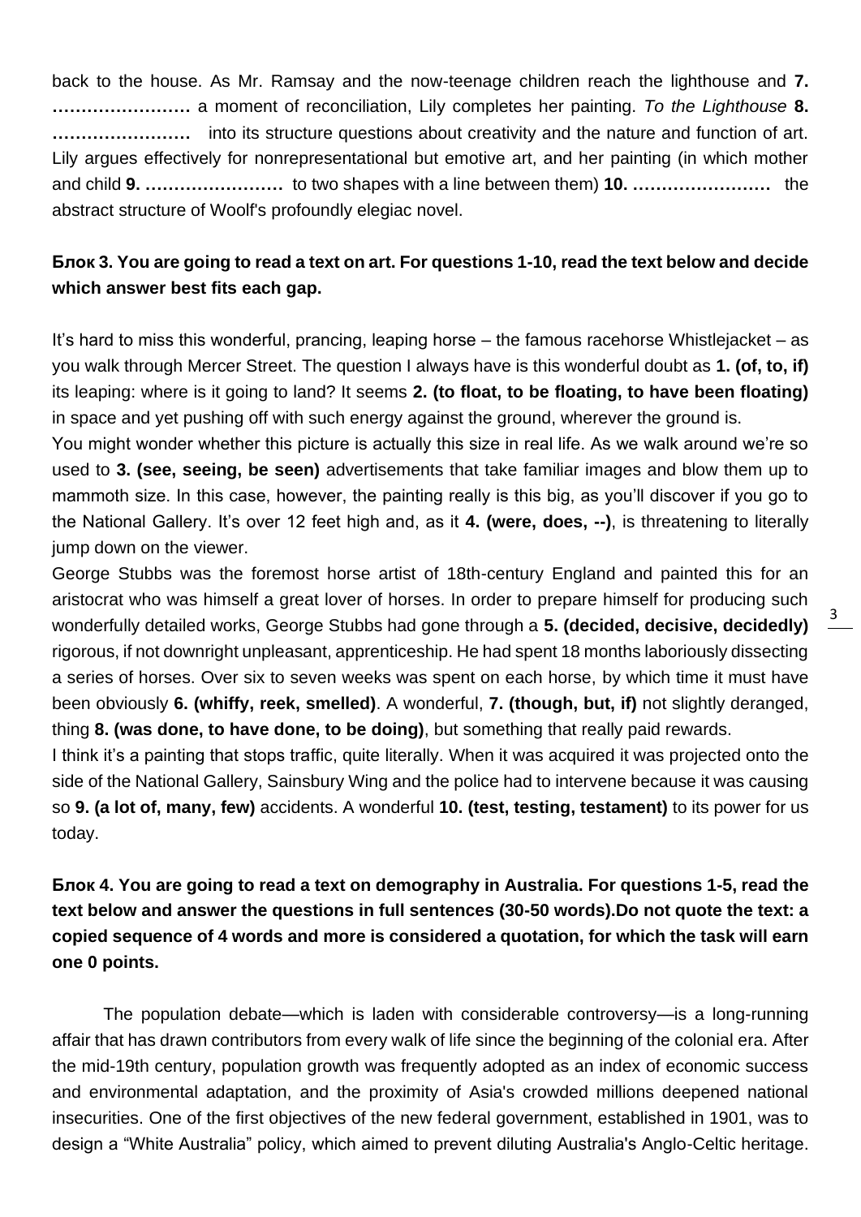back to the house. As Mr. Ramsay and the now-teenage children reach the lighthouse and **7. ……………………** a moment of reconciliation, Lily completes her painting. *To the Lighthouse* **8. ……………………** into its structure questions about creativity and the nature and function of art. Lily argues effectively for nonrepresentational but emotive art, and her painting (in which mother and child **9. ……………………** to two shapes with a line between them) **10. ……………………** the abstract structure of Woolf's profoundly elegiac novel.

**Блок 3. You are going to read a text on art. For questions 1-10, read the text below and decide which answer best fits each gap.**

It's hard to miss this wonderful, prancing, leaping horse – the famous racehorse Whistlejacket – as you walk through Mercer Street. The question I always have is this wonderful doubt as **1. (of, to, if)** its leaping: where is it going to land? It seems **2. (to float, to be floating, to have been floating)** in space and yet pushing off with such energy against the ground, wherever the ground is.

You might wonder whether this picture is actually this size in real life. As we walk around we're so used to **3. (see, seeing, be seen)** advertisements that take familiar images and blow them up to mammoth size. In this case, however, the painting really is this big, as you'll discover if you go to the National Gallery. It's over 12 feet high and, as it **4. (were, does, --)**, is threatening to literally jump down on the viewer.

George Stubbs was the foremost horse artist of 18th-century England and painted this for an aristocrat who was himself a great lover of horses. In order to prepare himself for producing such wonderfully detailed works, George Stubbs had gone through a **5. (decided, decisive, decidedly)** rigorous, if not downright unpleasant, apprenticeship. He had spent 18 months laboriously dissecting a series of horses. Over six to seven weeks was spent on each horse, by which time it must have been obviously **6. (whiffy, reek, smelled)**. A wonderful, **7. (though, but, if)** not slightly deranged, thing **8. (was done, to have done, to be doing)**, but something that really paid rewards.

I think it's a painting that stops traffic, quite literally. When it was acquired it was projected onto the side of the National Gallery, Sainsbury Wing and the police had to intervene because it was causing so **9. (a lot of, many, few)** accidents. A wonderful **10. (test, testing, testament)** to its power for us today.

**Блок 4. You are going to read a text on demography in Australia. For questions 1-5, read the text below and answer the questions in full sentences (30-50 words).Do not quote the text: a copied sequence of 4 words and more is considered a quotation, for which the task will earn one 0 points.**

The population debate—which is laden with considerable controversy—is a long-running affair that has drawn contributors from every walk of life since the beginning of the colonial era. After the mid-19th century, population growth was frequently adopted as an index of economic success and environmental adaptation, and the proximity of Asia's crowded millions deepened national insecurities. One of the first objectives of the new federal government, established in 1901, was to design a "White Australia" policy, which aimed to prevent diluting Australia's Anglo-Celtic heritage.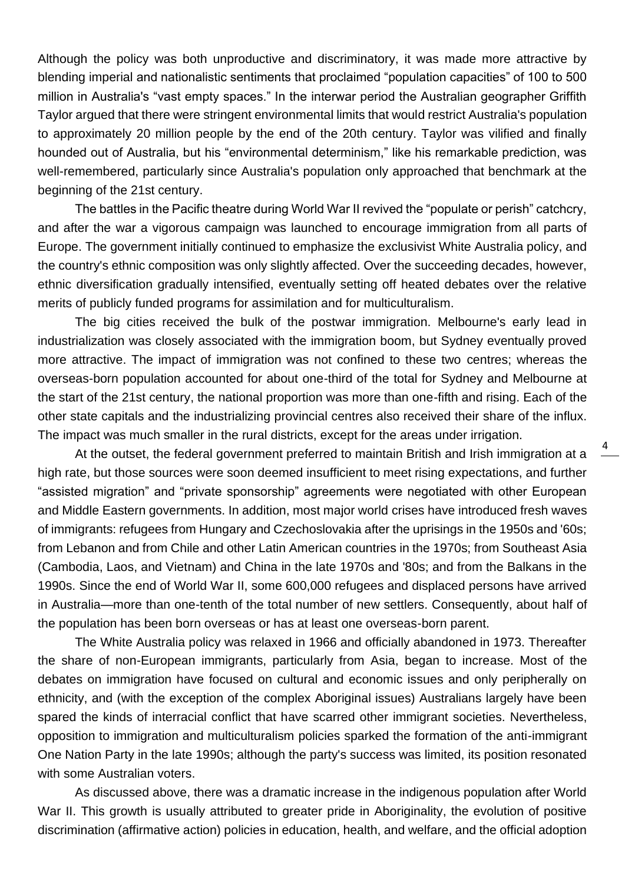Although the policy was both unproductive and discriminatory, it was made more attractive by blending imperial and nationalistic sentiments that proclaimed “population capacities” of 100 to 500 million in Australia's “vast empty spaces.” In the interwar period the Australian geographer Griffith Taylor argued that there were stringent environmental limits that would restrict Australia's population to approximately 20 million people by the end of the 20th century. Taylor was vilified and finally hounded out of Australia, but his “environmental determinism,” like his remarkable prediction, was well-remembered, particularly since Australia's population only approached that benchmark at the beginning of the 21st century.

The battles in the Pacific theatre during World War II revived the “populate or perish” catchcry, and after the war a vigorous campaign was launched to encourage immigration from all parts of Europe. The government initially continued to emphasize the exclusivist White Australia policy, and the country's ethnic composition was only slightly affected. Over the succeeding decades, however, ethnic diversification gradually intensified, eventually setting off heated debates over the relative merits of publicly funded programs for assimilation and for multiculturalism.

The big cities received the bulk of the postwar immigration. Melbourne's early lead in industrialization was closely associated with the immigration boom, but Sydney eventually proved more attractive. The impact of immigration was not confined to these two centres; whereas the overseas-born population accounted for about one-third of the total for Sydney and Melbourne at the start of the 21st century, the national proportion was more than one-fifth and rising. Each of the other state capitals and the industrializing provincial centres also received their share of the influx. The impact was much smaller in the rural districts, except for the areas under irrigation.

At the outset, the federal government preferred to maintain British and Irish immigration at a high rate, but those sources were soon deemed insufficient to meet rising expectations, and further “assisted migration” and “private sponsorship” agreements were negotiated with other European and Middle Eastern governments. In addition, most major world crises have introduced fresh waves of immigrants: refugees from Hungary and Czechoslovakia after the uprisings in the 1950s and '60s; from Lebanon and from Chile and other Latin American countries in the 1970s; from Southeast Asia (Cambodia, Laos, and Vietnam) and China in the late 1970s and '80s; and from the Balkans in the 1990s. Since the end of World War II, some 600,000 refugees and displaced persons have arrived in Australia—more than one-tenth of the total number of new settlers. Consequently, about half of the population has been born overseas or has at least one overseas-born parent.

The White Australia policy was relaxed in 1966 and officially abandoned in 1973. Thereafter the share of non-European immigrants, particularly from Asia, began to increase. Most of the debates on immigration have focused on cultural and economic issues and only peripherally on ethnicity, and (with the exception of the complex Aboriginal issues) Australians largely have been spared the kinds of interracial conflict that have scarred other immigrant societies. Nevertheless, opposition to immigration and multiculturalism policies sparked the formation of the anti-immigrant One Nation Party in the late 1990s; although the party's success was limited, its position resonated with some Australian voters.

As discussed above, there was a dramatic increase in the indigenous population after World War II. This growth is usually attributed to greater pride in Aboriginality, the evolution of positive discrimination (affirmative action) policies in education, health, and welfare, and the official adoption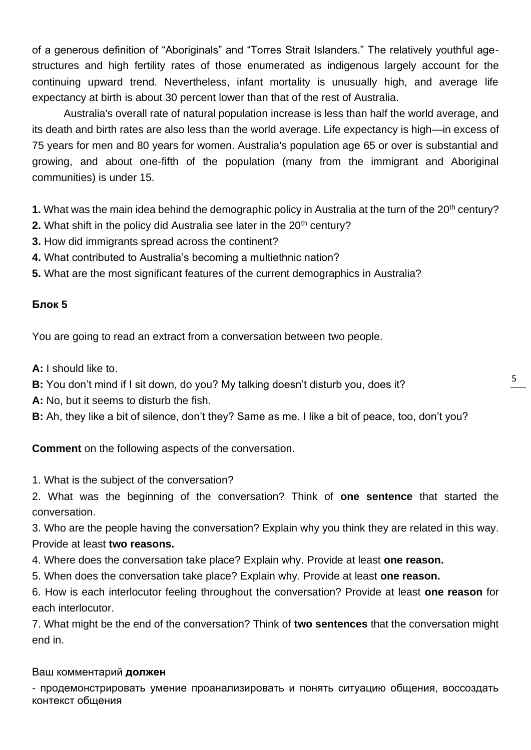of a generous definition of “Aboriginals” and “Torres Strait Islanders.” The relatively youthful age-structures and high fertility rates of those enumerated as indigenous largely account for the continuing upward trend. Nevertheless, infant mortality is unusually high, and average life expectancy at birth is about 30 percent lower than that of the rest of Australia.

Australia's overall rate of natural population increase is less than half the world average, and its death and birth rates are also less than the world average. Life expectancy is high—in excess of 75 years for men and 80 years for women. Australia's population age 65 or over is substantial and growing, and about one-fifth of the population (many from the immigrant and Aboriginal communities) is under 15.

**1.** What was the main idea behind the demographic policy in Australia at the turn of the 20th century?
**2.** What shift in the policy did Australia see later in the 20th century?
**3.** How did immigrants spread across the continent?
**4.** What contributed to Australia’s becoming a multiethnic nation?
**5.** What are the most significant features of the current demographics in Australia?

### Блок 5

You are going to read an extract from a conversation between two people.

**A:** I should like to.
**B:** You don’t mind if I sit down, do you? My talking doesn’t disturb you, does it?
**A:** No, but it seems to disturb the fish.
**B:** Ah, they like a bit of silence, don’t they? Same as me. I like a bit of peace, too, don’t you?

**Comment** on the following aspects of the conversation.

1. What is the subject of the conversation?
2. What was the beginning of the conversation? Think of **one sentence** that started the conversation.
3. Who are the people having the conversation? Explain why you think they are related in this way. Provide at least **two reasons.**
4. Where does the conversation take place? Explain why. Provide at least **one reason.**
5. When does the conversation take place? Explain why. Provide at least **one reason.**
6. How is each interlocutor feeling throughout the conversation? Provide at least **one reason** for each interlocutor.
7. What might be the end of the conversation? Think of **two sentences** that the conversation might end in.

Ваш комментарий **должен**

- продемонстрировать умение проанализировать и понять ситуацию общения, воссоздать контекст общения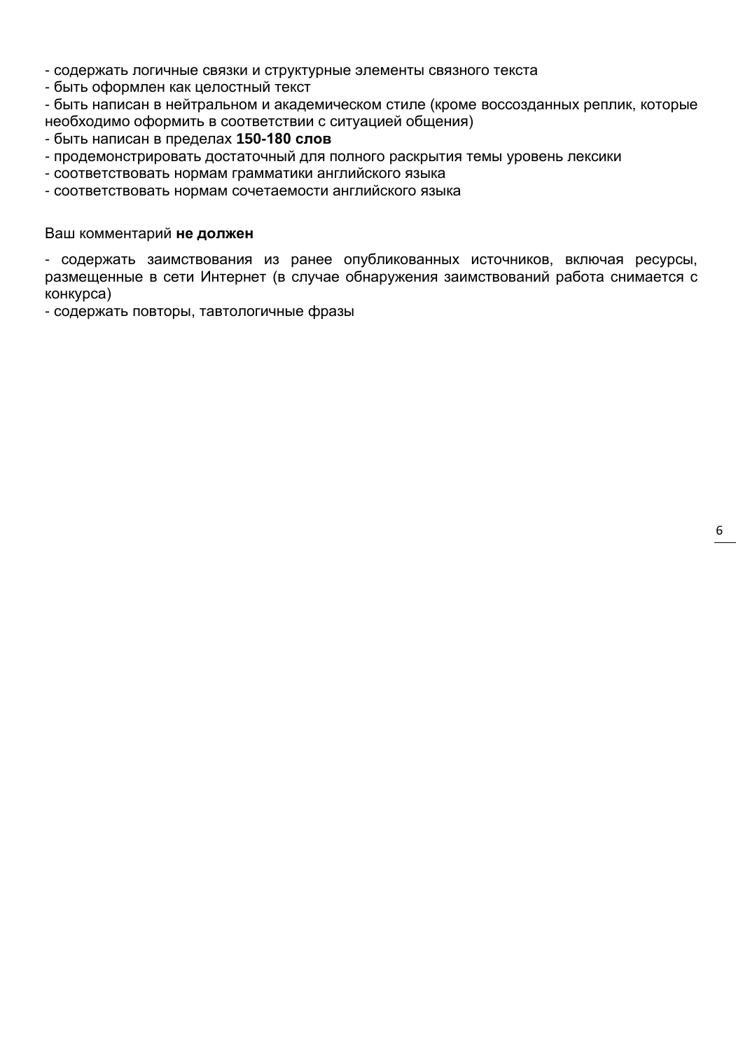- содержать логичные связки и структурные элементы связного текста
- быть оформлен как целостный текст
- быть написан в нейтральном и академическом стиле (кроме воссозданных реплик, которые необходимо оформить в соответствии с ситуацией общения)
- быть написан в пределах **150-180 слов**
- продемонстрировать достаточный для полного раскрытия темы уровень лексики
- соответствовать нормам грамматики английского языка
- соответствовать нормам сочетаемости английского языка

Ваш комментарий **не должен**

- содержать заимствования из ранее опубликованных источников, включая ресурсы, размещенные в сети Интернет (в случае обнаружения заимствований работа снимается с конкурса)
- содержать повторы, тавтологичные фразы